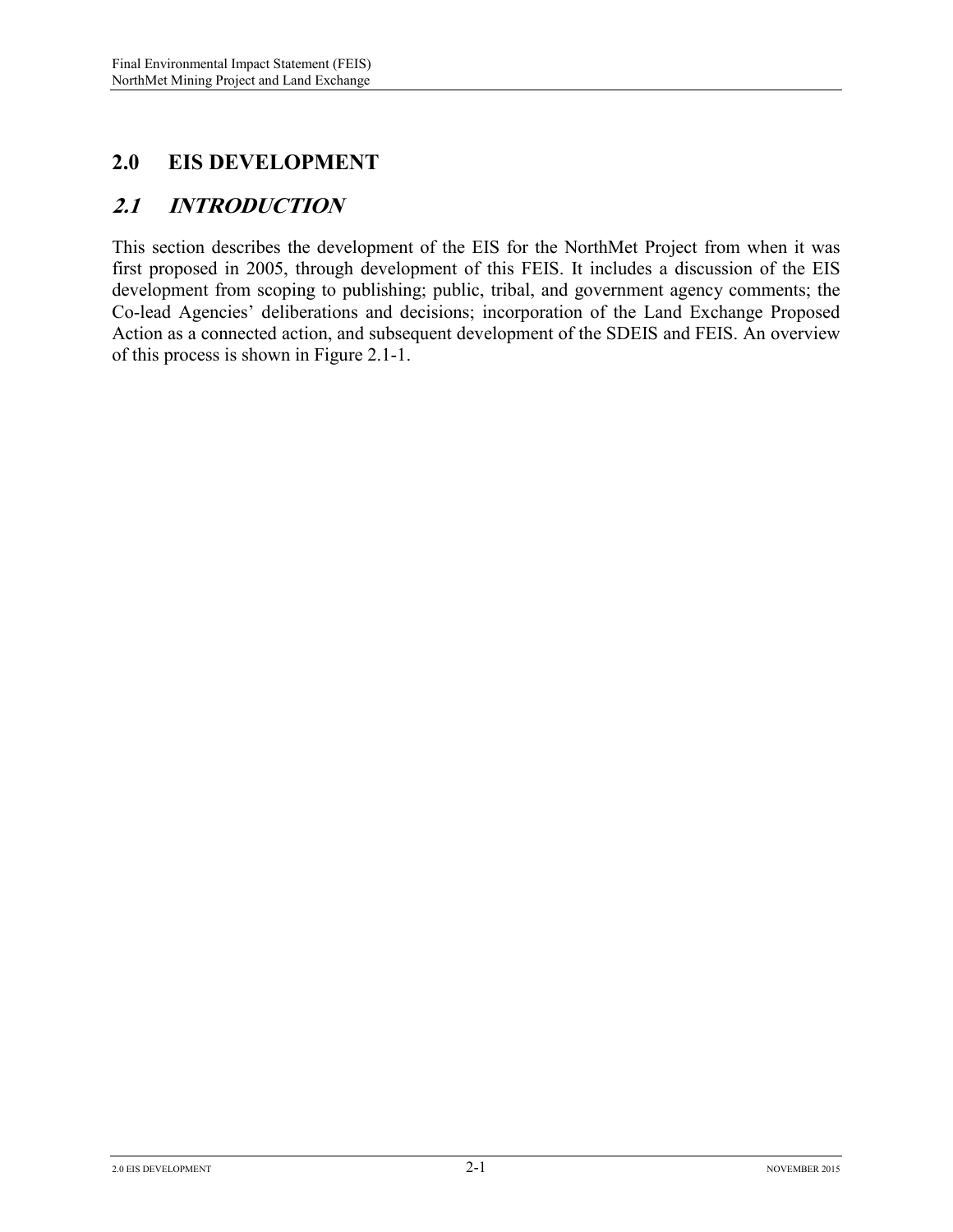# 2.0 EIS DEVELOPMENT

## *2.1 INTRODUCTION*

This section describes the development of the EIS for the NorthMet Project from when it was first proposed in 2005, through development of this FEIS. It includes a discussion of the EIS development from scoping to publishing; public, tribal, and government agency comments; the Co-lead Agencies' deliberations and decisions; incorporation of the Land Exchange Proposed Action as a connected action, and subsequent development of the SDEIS and FEIS. An overview of this process is shown in Figure 2.1-1.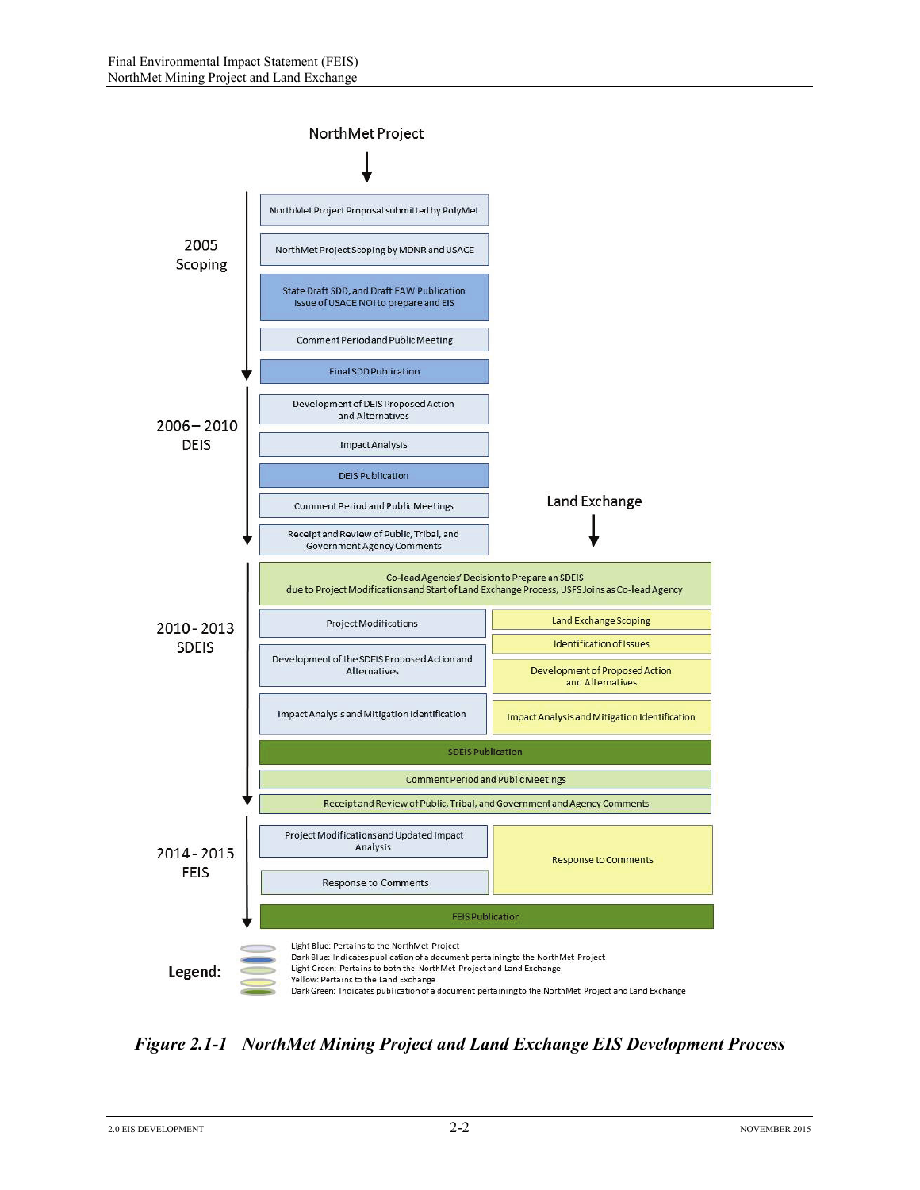NorthMet Project

2005 Scoping

NorthMet Project Proposal submitted by PolyMet

NorthMet Project Scoping by MDNR and USACE

State Draft SDD, and Draft EAW Publication
Issue of USACE NOI to prepare and EIS

Comment Period and Public Meeting

Final SDD Publication

2006 – 2010 DEIS

Development of DEIS Proposed Action and Alternatives

Impact Analysis

DEIS Publication

Comment Period and Public Meetings

Receipt and Review of Public, Tribal, and Government Agency Comments

Land Exchange

2010 - 2013 SDEIS

Co-lead Agencies' Decision to Prepare an SDEIS due to Project Modifications and Start of Land Exchange Process, USFS Joins as Co-lead Agency

Project Modifications

Land Exchange Scoping

Identification of Issues

Development of the SDEIS Proposed Action and Alternatives

Development of Proposed Action and Alternatives

Impact Analysis and Mitigation Identification

Impact Analysis and Mitigation Identification

SDEIS Publication

Comment Period and Public Meetings

Receipt and Review of Public, Tribal, and Government and Agency Comments

2014 - 2015 FEIS

Project Modifications and Updated Impact Analysis

Response to Comments

Response to Comments

FEIS Publication

**Legend:**

Light Blue: Pertains to the NorthMet Project

Dark Blue: Indicates publication of a document pertaining to the NorthMet Project

Light Green: Pertains to both the NorthMet Project and Land Exchange

Yellow: Pertains to the Land Exchange

Dark Green: Indicates publication of a document pertaining to the NorthMet Project and Land Exchange

***Figure 2.1-1 NorthMet Mining Project and Land Exchange EIS Development Process***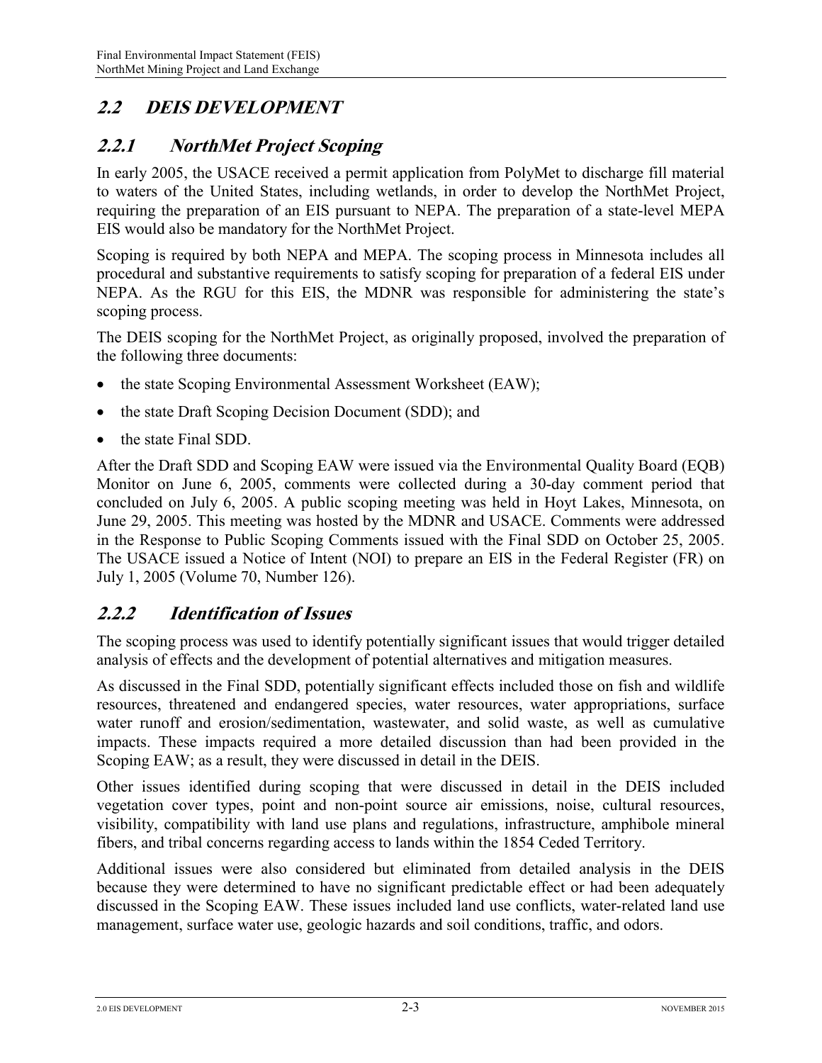## 2.2 DEIS DEVELOPMENT

### 2.2.1 NorthMet Project Scoping

In early 2005, the USACE received a permit application from PolyMet to discharge fill material to waters of the United States, including wetlands, in order to develop the NorthMet Project, requiring the preparation of an EIS pursuant to NEPA. The preparation of a state-level MEPA EIS would also be mandatory for the NorthMet Project.

Scoping is required by both NEPA and MEPA. The scoping process in Minnesota includes all procedural and substantive requirements to satisfy scoping for preparation of a federal EIS under NEPA. As the RGU for this EIS, the MDNR was responsible for administering the state's scoping process.

The DEIS scoping for the NorthMet Project, as originally proposed, involved the preparation of the following three documents:

- the state Scoping Environmental Assessment Worksheet (EAW);
- the state Draft Scoping Decision Document (SDD); and
- the state Final SDD.

After the Draft SDD and Scoping EAW were issued via the Environmental Quality Board (EQB) Monitor on June 6, 2005, comments were collected during a 30-day comment period that concluded on July 6, 2005. A public scoping meeting was held in Hoyt Lakes, Minnesota, on June 29, 2005. This meeting was hosted by the MDNR and USACE. Comments were addressed in the Response to Public Scoping Comments issued with the Final SDD on October 25, 2005. The USACE issued a Notice of Intent (NOI) to prepare an EIS in the Federal Register (FR) on July 1, 2005 (Volume 70, Number 126).

### 2.2.2 Identification of Issues

The scoping process was used to identify potentially significant issues that would trigger detailed analysis of effects and the development of potential alternatives and mitigation measures.

As discussed in the Final SDD, potentially significant effects included those on fish and wildlife resources, threatened and endangered species, water resources, water appropriations, surface water runoff and erosion/sedimentation, wastewater, and solid waste, as well as cumulative impacts. These impacts required a more detailed discussion than had been provided in the Scoping EAW; as a result, they were discussed in detail in the DEIS.

Other issues identified during scoping that were discussed in detail in the DEIS included vegetation cover types, point and non-point source air emissions, noise, cultural resources, visibility, compatibility with land use plans and regulations, infrastructure, amphibole mineral fibers, and tribal concerns regarding access to lands within the 1854 Ceded Territory.

Additional issues were also considered but eliminated from detailed analysis in the DEIS because they were determined to have no significant predictable effect or had been adequately discussed in the Scoping EAW. These issues included land use conflicts, water-related land use management, surface water use, geologic hazards and soil conditions, traffic, and odors.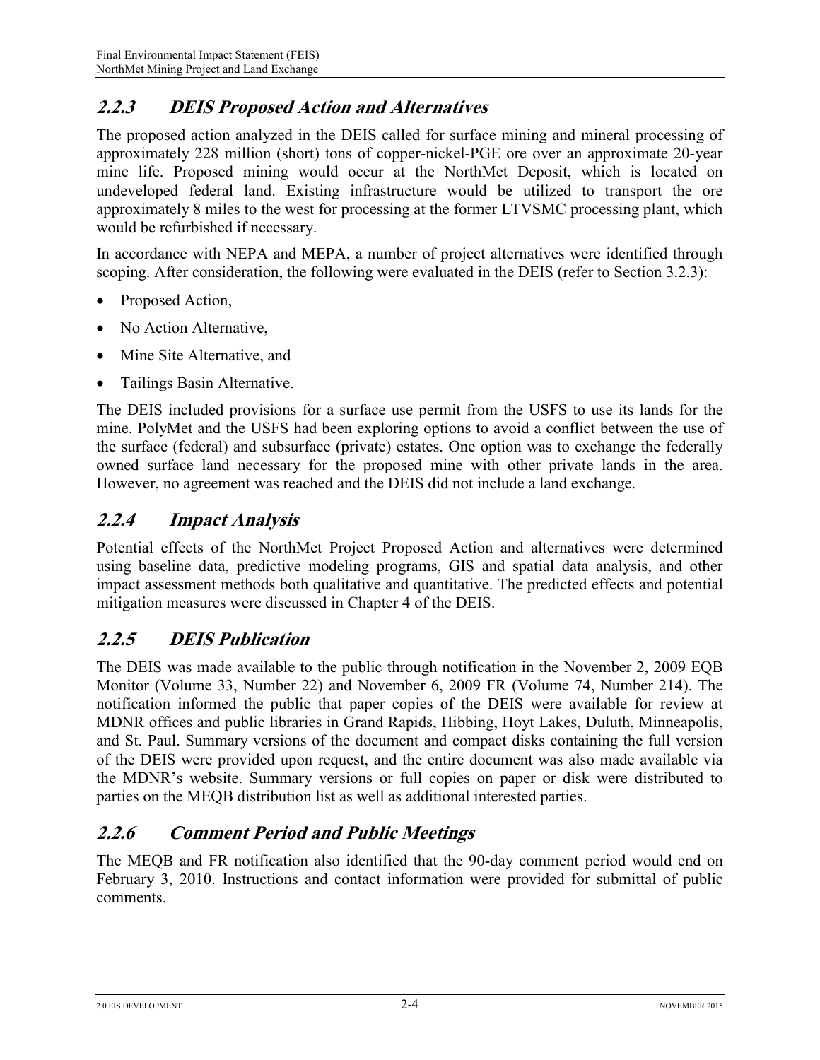### 2.2.3 DEIS Proposed Action and Alternatives

The proposed action analyzed in the DEIS called for surface mining and mineral processing of approximately 228 million (short) tons of copper-nickel-PGE ore over an approximate 20-year mine life. Proposed mining would occur at the NorthMet Deposit, which is located on undeveloped federal land. Existing infrastructure would be utilized to transport the ore approximately 8 miles to the west for processing at the former LTVSMC processing plant, which would be refurbished if necessary.

In accordance with NEPA and MEPA, a number of project alternatives were identified through scoping. After consideration, the following were evaluated in the DEIS (refer to Section 3.2.3):

- Proposed Action,
- No Action Alternative,
- Mine Site Alternative, and
- Tailings Basin Alternative.

The DEIS included provisions for a surface use permit from the USFS to use its lands for the mine. PolyMet and the USFS had been exploring options to avoid a conflict between the use of the surface (federal) and subsurface (private) estates. One option was to exchange the federally owned surface land necessary for the proposed mine with other private lands in the area. However, no agreement was reached and the DEIS did not include a land exchange.

### 2.2.4 Impact Analysis

Potential effects of the NorthMet Project Proposed Action and alternatives were determined using baseline data, predictive modeling programs, GIS and spatial data analysis, and other impact assessment methods both qualitative and quantitative. The predicted effects and potential mitigation measures were discussed in Chapter 4 of the DEIS.

### 2.2.5 DEIS Publication

The DEIS was made available to the public through notification in the November 2, 2009 EQB Monitor (Volume 33, Number 22) and November 6, 2009 FR (Volume 74, Number 214). The notification informed the public that paper copies of the DEIS were available for review at MDNR offices and public libraries in Grand Rapids, Hibbing, Hoyt Lakes, Duluth, Minneapolis, and St. Paul. Summary versions of the document and compact disks containing the full version of the DEIS were provided upon request, and the entire document was also made available via the MDNR's website. Summary versions or full copies on paper or disk were distributed to parties on the MEQB distribution list as well as additional interested parties.

### 2.2.6 Comment Period and Public Meetings

The MEQB and FR notification also identified that the 90-day comment period would end on February 3, 2010. Instructions and contact information were provided for submittal of public comments.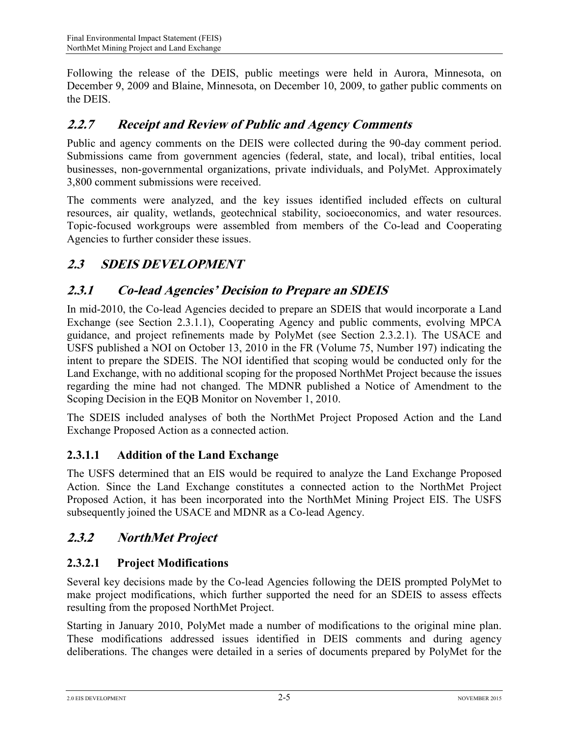Following the release of the DEIS, public meetings were held in Aurora, Minnesota, on December 9, 2009 and Blaine, Minnesota, on December 10, 2009, to gather public comments on the DEIS.

### *2.2.7 Receipt and Review of Public and Agency Comments*

Public and agency comments on the DEIS were collected during the 90-day comment period. Submissions came from government agencies (federal, state, and local), tribal entities, local businesses, non-governmental organizations, private individuals, and PolyMet. Approximately 3,800 comment submissions were received.

The comments were analyzed, and the key issues identified included effects on cultural resources, air quality, wetlands, geotechnical stability, socioeconomics, and water resources. Topic-focused workgroups were assembled from members of the Co-lead and Cooperating Agencies to further consider these issues.

## *2.3 SDEIS DEVELOPMENT*

### *2.3.1 Co-lead Agencies' Decision to Prepare an SDEIS*

In mid-2010, the Co-lead Agencies decided to prepare an SDEIS that would incorporate a Land Exchange (see Section 2.3.1.1), Cooperating Agency and public comments, evolving MPCA guidance, and project refinements made by PolyMet (see Section 2.3.2.1). The USACE and USFS published a NOI on October 13, 2010 in the FR (Volume 75, Number 197) indicating the intent to prepare the SDEIS. The NOI identified that scoping would be conducted only for the Land Exchange, with no additional scoping for the proposed NorthMet Project because the issues regarding the mine had not changed. The MDNR published a Notice of Amendment to the Scoping Decision in the EQB Monitor on November 1, 2010.

The SDEIS included analyses of both the NorthMet Project Proposed Action and the Land Exchange Proposed Action as a connected action.

#### 2.3.1.1 Addition of the Land Exchange

The USFS determined that an EIS would be required to analyze the Land Exchange Proposed Action. Since the Land Exchange constitutes a connected action to the NorthMet Project Proposed Action, it has been incorporated into the NorthMet Mining Project EIS. The USFS subsequently joined the USACE and MDNR as a Co-lead Agency.

### *2.3.2 NorthMet Project*

#### 2.3.2.1 Project Modifications

Several key decisions made by the Co-lead Agencies following the DEIS prompted PolyMet to make project modifications, which further supported the need for an SDEIS to assess effects resulting from the proposed NorthMet Project.

Starting in January 2010, PolyMet made a number of modifications to the original mine plan. These modifications addressed issues identified in DEIS comments and during agency deliberations. The changes were detailed in a series of documents prepared by PolyMet for the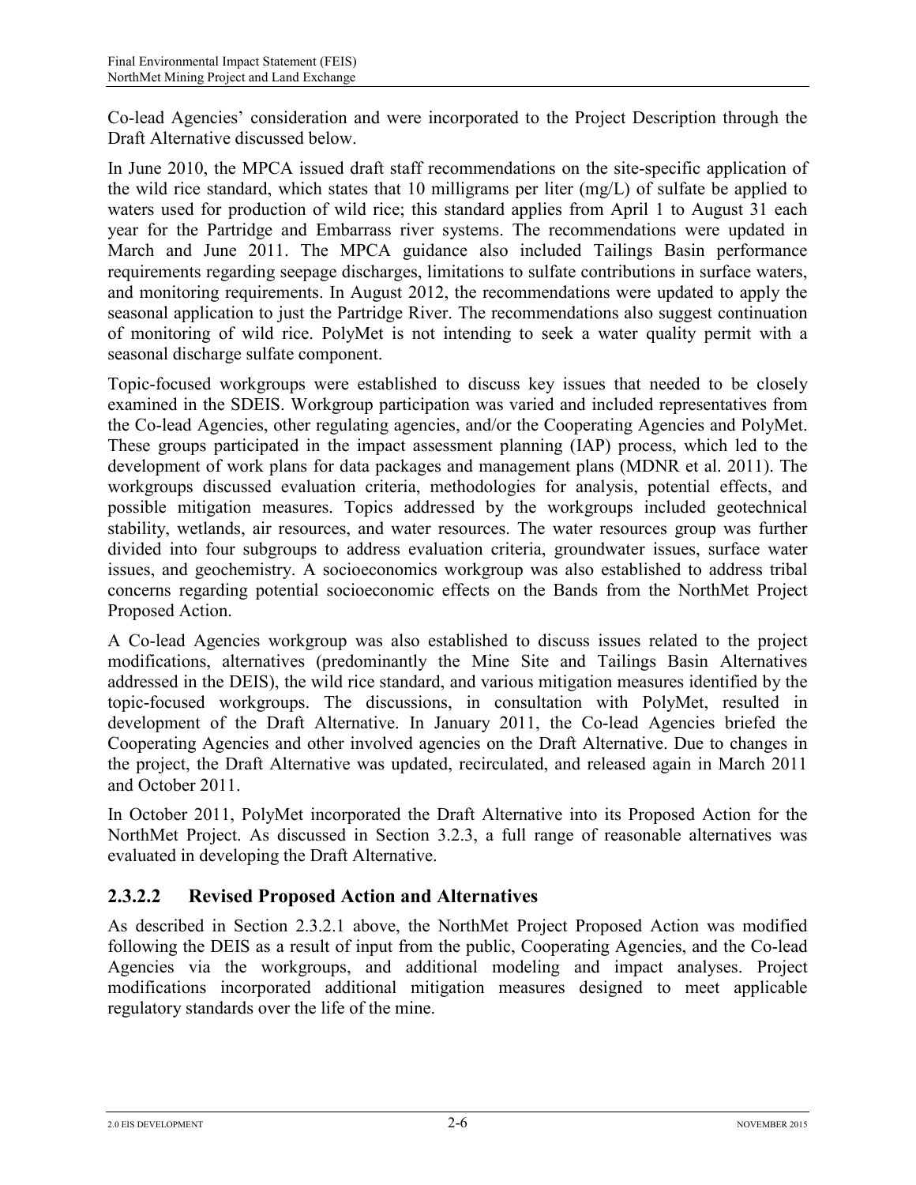Co-lead Agencies' consideration and were incorporated to the Project Description through the Draft Alternative discussed below.

In June 2010, the MPCA issued draft staff recommendations on the site-specific application of the wild rice standard, which states that 10 milligrams per liter (mg/L) of sulfate be applied to waters used for production of wild rice; this standard applies from April 1 to August 31 each year for the Partridge and Embarrass river systems. The recommendations were updated in March and June 2011. The MPCA guidance also included Tailings Basin performance requirements regarding seepage discharges, limitations to sulfate contributions in surface waters, and monitoring requirements. In August 2012, the recommendations were updated to apply the seasonal application to just the Partridge River. The recommendations also suggest continuation of monitoring of wild rice. PolyMet is not intending to seek a water quality permit with a seasonal discharge sulfate component.

Topic-focused workgroups were established to discuss key issues that needed to be closely examined in the SDEIS. Workgroup participation was varied and included representatives from the Co-lead Agencies, other regulating agencies, and/or the Cooperating Agencies and PolyMet. These groups participated in the impact assessment planning (IAP) process, which led to the development of work plans for data packages and management plans (MDNR et al. 2011). The workgroups discussed evaluation criteria, methodologies for analysis, potential effects, and possible mitigation measures. Topics addressed by the workgroups included geotechnical stability, wetlands, air resources, and water resources. The water resources group was further divided into four subgroups to address evaluation criteria, groundwater issues, surface water issues, and geochemistry. A socioeconomics workgroup was also established to address tribal concerns regarding potential socioeconomic effects on the Bands from the NorthMet Project Proposed Action.

A Co-lead Agencies workgroup was also established to discuss issues related to the project modifications, alternatives (predominantly the Mine Site and Tailings Basin Alternatives addressed in the DEIS), the wild rice standard, and various mitigation measures identified by the topic-focused workgroups. The discussions, in consultation with PolyMet, resulted in development of the Draft Alternative. In January 2011, the Co-lead Agencies briefed the Cooperating Agencies and other involved agencies on the Draft Alternative. Due to changes in the project, the Draft Alternative was updated, recirculated, and released again in March 2011 and October 2011.

In October 2011, PolyMet incorporated the Draft Alternative into its Proposed Action for the NorthMet Project. As discussed in Section 3.2.3, a full range of reasonable alternatives was evaluated in developing the Draft Alternative.

### 2.3.2.2 Revised Proposed Action and Alternatives

As described in Section 2.3.2.1 above, the NorthMet Project Proposed Action was modified following the DEIS as a result of input from the public, Cooperating Agencies, and the Co-lead Agencies via the workgroups, and additional modeling and impact analyses. Project modifications incorporated additional mitigation measures designed to meet applicable regulatory standards over the life of the mine.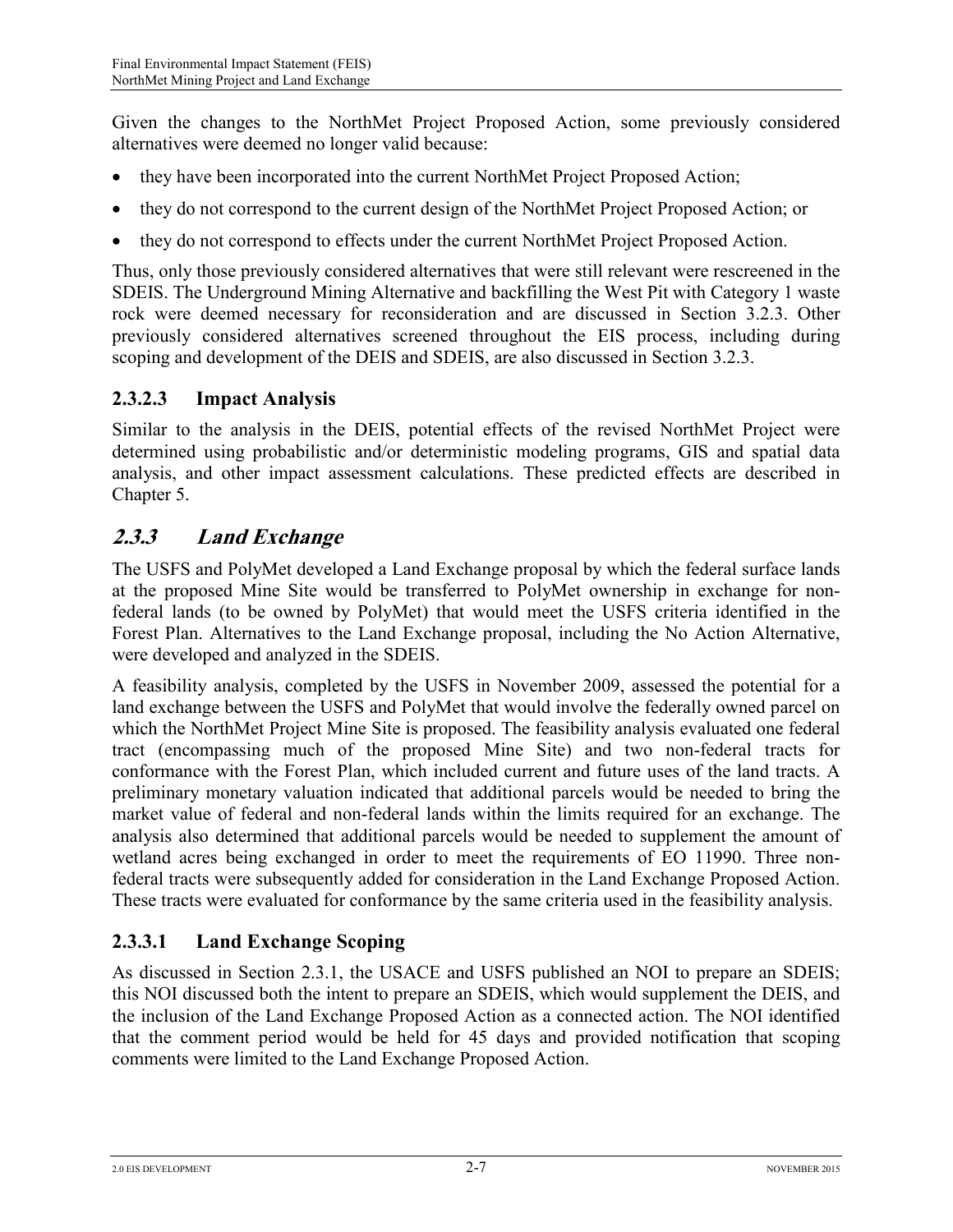Given the changes to the NorthMet Project Proposed Action, some previously considered alternatives were deemed no longer valid because:

- they have been incorporated into the current NorthMet Project Proposed Action;
- they do not correspond to the current design of the NorthMet Project Proposed Action; or
- they do not correspond to effects under the current NorthMet Project Proposed Action.

Thus, only those previously considered alternatives that were still relevant were rescreened in the SDEIS. The Underground Mining Alternative and backfilling the West Pit with Category 1 waste rock were deemed necessary for reconsideration and are discussed in Section 3.2.3. Other previously considered alternatives screened throughout the EIS process, including during scoping and development of the DEIS and SDEIS, are also discussed in Section 3.2.3.

#### 2.3.2.3 Impact Analysis

Similar to the analysis in the DEIS, potential effects of the revised NorthMet Project were determined using probabilistic and/or deterministic modeling programs, GIS and spatial data analysis, and other impact assessment calculations. These predicted effects are described in Chapter 5.

### *2.3.3 Land Exchange*

The USFS and PolyMet developed a Land Exchange proposal by which the federal surface lands at the proposed Mine Site would be transferred to PolyMet ownership in exchange for non-federal lands (to be owned by PolyMet) that would meet the USFS criteria identified in the Forest Plan. Alternatives to the Land Exchange proposal, including the No Action Alternative, were developed and analyzed in the SDEIS.

A feasibility analysis, completed by the USFS in November 2009, assessed the potential for a land exchange between the USFS and PolyMet that would involve the federally owned parcel on which the NorthMet Project Mine Site is proposed. The feasibility analysis evaluated one federal tract (encompassing much of the proposed Mine Site) and two non-federal tracts for conformance with the Forest Plan, which included current and future uses of the land tracts. A preliminary monetary valuation indicated that additional parcels would be needed to bring the market value of federal and non-federal lands within the limits required for an exchange. The analysis also determined that additional parcels would be needed to supplement the amount of wetland acres being exchanged in order to meet the requirements of EO 11990. Three non-federal tracts were subsequently added for consideration in the Land Exchange Proposed Action. These tracts were evaluated for conformance by the same criteria used in the feasibility analysis.

#### 2.3.3.1 Land Exchange Scoping

As discussed in Section 2.3.1, the USACE and USFS published an NOI to prepare an SDEIS; this NOI discussed both the intent to prepare an SDEIS, which would supplement the DEIS, and the inclusion of the Land Exchange Proposed Action as a connected action. The NOI identified that the comment period would be held for 45 days and provided notification that scoping comments were limited to the Land Exchange Proposed Action.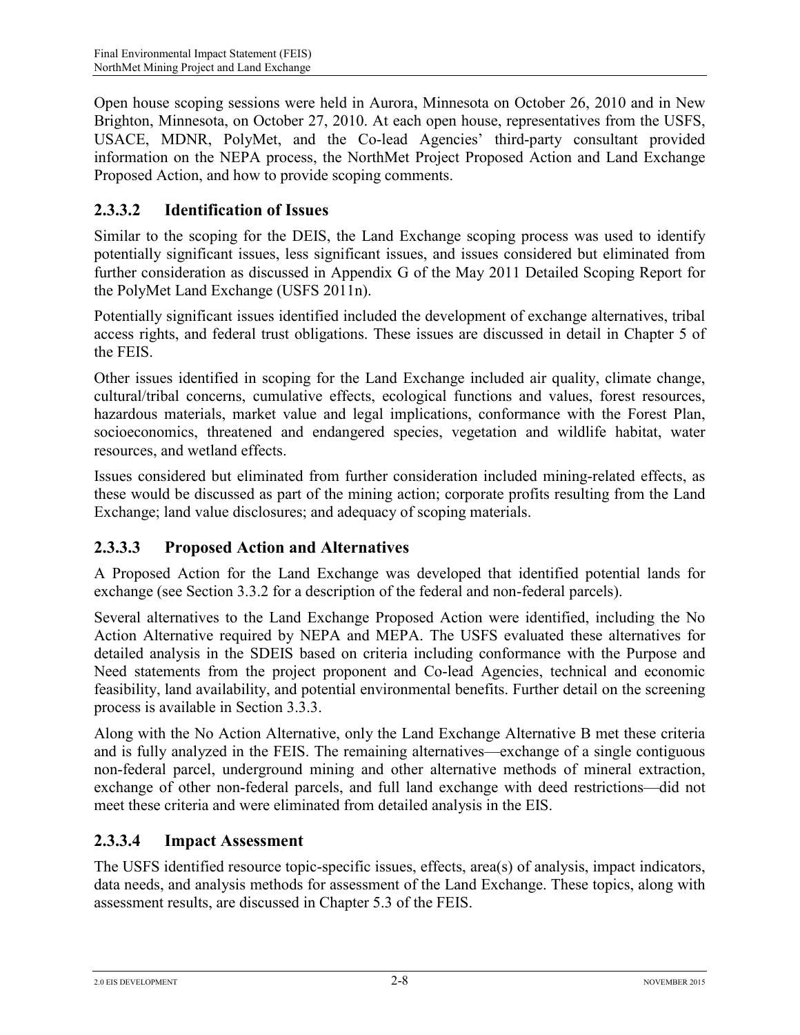Open house scoping sessions were held in Aurora, Minnesota on October 26, 2010 and in New Brighton, Minnesota, on October 27, 2010. At each open house, representatives from the USFS, USACE, MDNR, PolyMet, and the Co-lead Agencies' third-party consultant provided information on the NEPA process, the NorthMet Project Proposed Action and Land Exchange Proposed Action, and how to provide scoping comments.

### 2.3.3.2 Identification of Issues

Similar to the scoping for the DEIS, the Land Exchange scoping process was used to identify potentially significant issues, less significant issues, and issues considered but eliminated from further consideration as discussed in Appendix G of the May 2011 Detailed Scoping Report for the PolyMet Land Exchange (USFS 2011n).

Potentially significant issues identified included the development of exchange alternatives, tribal access rights, and federal trust obligations. These issues are discussed in detail in Chapter 5 of the FEIS.

Other issues identified in scoping for the Land Exchange included air quality, climate change, cultural/tribal concerns, cumulative effects, ecological functions and values, forest resources, hazardous materials, market value and legal implications, conformance with the Forest Plan, socioeconomics, threatened and endangered species, vegetation and wildlife habitat, water resources, and wetland effects.

Issues considered but eliminated from further consideration included mining-related effects, as these would be discussed as part of the mining action; corporate profits resulting from the Land Exchange; land value disclosures; and adequacy of scoping materials.

### 2.3.3.3 Proposed Action and Alternatives

A Proposed Action for the Land Exchange was developed that identified potential lands for exchange (see Section 3.3.2 for a description of the federal and non-federal parcels).

Several alternatives to the Land Exchange Proposed Action were identified, including the No Action Alternative required by NEPA and MEPA. The USFS evaluated these alternatives for detailed analysis in the SDEIS based on criteria including conformance with the Purpose and Need statements from the project proponent and Co-lead Agencies, technical and economic feasibility, land availability, and potential environmental benefits. Further detail on the screening process is available in Section 3.3.3.

Along with the No Action Alternative, only the Land Exchange Alternative B met these criteria and is fully analyzed in the FEIS. The remaining alternatives—exchange of a single contiguous non-federal parcel, underground mining and other alternative methods of mineral extraction, exchange of other non-federal parcels, and full land exchange with deed restrictions—did not meet these criteria and were eliminated from detailed analysis in the EIS.

### 2.3.3.4 Impact Assessment

The USFS identified resource topic-specific issues, effects, area(s) of analysis, impact indicators, data needs, and analysis methods for assessment of the Land Exchange. These topics, along with assessment results, are discussed in Chapter 5.3 of the FEIS.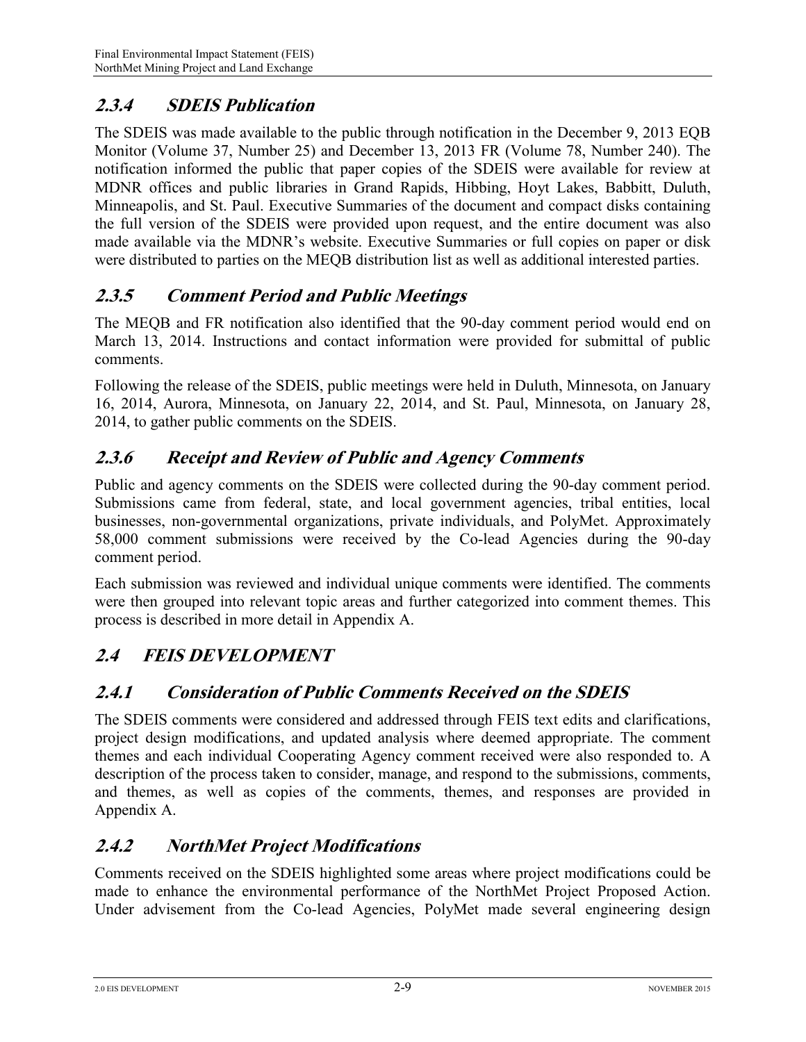### 2.3.4 SDEIS Publication

The SDEIS was made available to the public through notification in the December 9, 2013 EQB Monitor (Volume 37, Number 25) and December 13, 2013 FR (Volume 78, Number 240). The notification informed the public that paper copies of the SDEIS were available for review at MDNR offices and public libraries in Grand Rapids, Hibbing, Hoyt Lakes, Babbitt, Duluth, Minneapolis, and St. Paul. Executive Summaries of the document and compact disks containing the full version of the SDEIS were provided upon request, and the entire document was also made available via the MDNR's website. Executive Summaries or full copies on paper or disk were distributed to parties on the MEQB distribution list as well as additional interested parties.

### 2.3.5 Comment Period and Public Meetings

The MEQB and FR notification also identified that the 90-day comment period would end on March 13, 2014. Instructions and contact information were provided for submittal of public comments.

Following the release of the SDEIS, public meetings were held in Duluth, Minnesota, on January 16, 2014, Aurora, Minnesota, on January 22, 2014, and St. Paul, Minnesota, on January 28, 2014, to gather public comments on the SDEIS.

### 2.3.6 Receipt and Review of Public and Agency Comments

Public and agency comments on the SDEIS were collected during the 90-day comment period. Submissions came from federal, state, and local government agencies, tribal entities, local businesses, non-governmental organizations, private individuals, and PolyMet. Approximately 58,000 comment submissions were received by the Co-lead Agencies during the 90-day comment period.

Each submission was reviewed and individual unique comments were identified. The comments were then grouped into relevant topic areas and further categorized into comment themes. This process is described in more detail in Appendix A.

## 2.4 FEIS DEVELOPMENT

### 2.4.1 Consideration of Public Comments Received on the SDEIS

The SDEIS comments were considered and addressed through FEIS text edits and clarifications, project design modifications, and updated analysis where deemed appropriate. The comment themes and each individual Cooperating Agency comment received were also responded to. A description of the process taken to consider, manage, and respond to the submissions, comments, and themes, as well as copies of the comments, themes, and responses are provided in Appendix A.

### 2.4.2 NorthMet Project Modifications

Comments received on the SDEIS highlighted some areas where project modifications could be made to enhance the environmental performance of the NorthMet Project Proposed Action. Under advisement from the Co-lead Agencies, PolyMet made several engineering design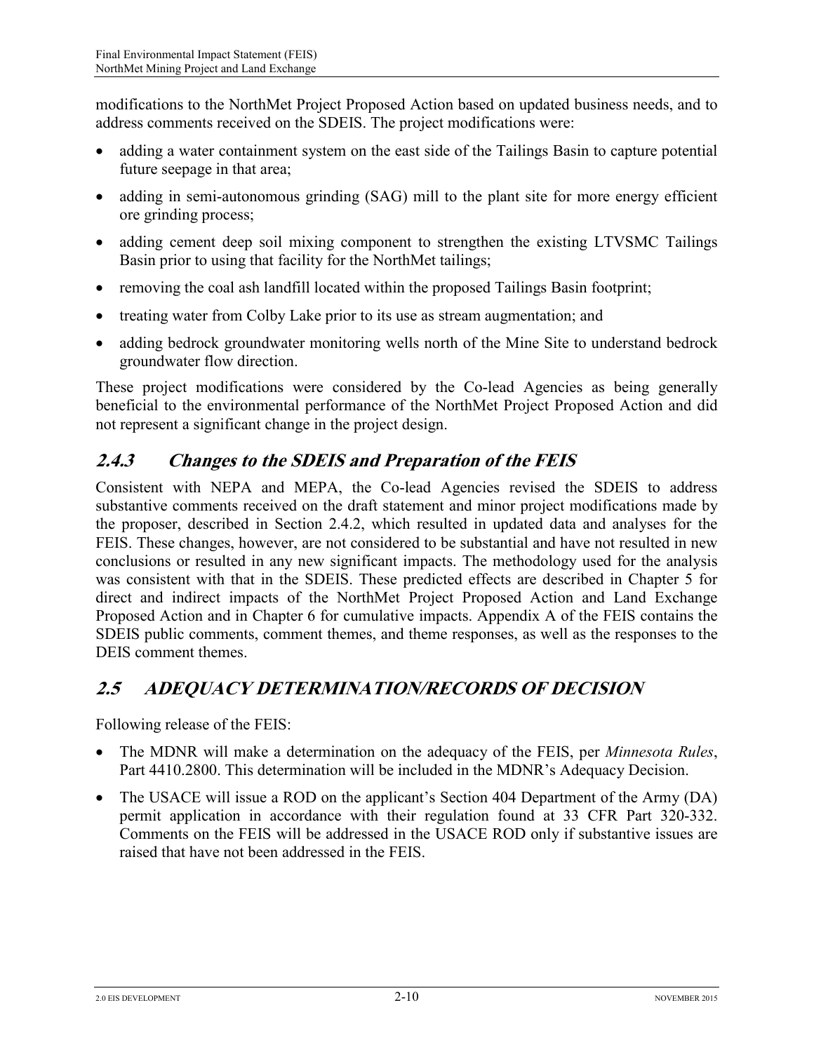modifications to the NorthMet Project Proposed Action based on updated business needs, and to address comments received on the SDEIS. The project modifications were:

- adding a water containment system on the east side of the Tailings Basin to capture potential future seepage in that area;
- adding in semi-autonomous grinding (SAG) mill to the plant site for more energy efficient ore grinding process;
- adding cement deep soil mixing component to strengthen the existing LTVSMC Tailings Basin prior to using that facility for the NorthMet tailings;
- removing the coal ash landfill located within the proposed Tailings Basin footprint;
- treating water from Colby Lake prior to its use as stream augmentation; and
- adding bedrock groundwater monitoring wells north of the Mine Site to understand bedrock groundwater flow direction.

These project modifications were considered by the Co-lead Agencies as being generally beneficial to the environmental performance of the NorthMet Project Proposed Action and did not represent a significant change in the project design.

### 2.4.3 Changes to the SDEIS and Preparation of the FEIS

Consistent with NEPA and MEPA, the Co-lead Agencies revised the SDEIS to address substantive comments received on the draft statement and minor project modifications made by the proposer, described in Section 2.4.2, which resulted in updated data and analyses for the FEIS. These changes, however, are not considered to be substantial and have not resulted in new conclusions or resulted in any new significant impacts. The methodology used for the analysis was consistent with that in the SDEIS. These predicted effects are described in Chapter 5 for direct and indirect impacts of the NorthMet Project Proposed Action and Land Exchange Proposed Action and in Chapter 6 for cumulative impacts. Appendix A of the FEIS contains the SDEIS public comments, comment themes, and theme responses, as well as the responses to the DEIS comment themes.

## 2.5 ADEQUACY DETERMINATION/RECORDS OF DECISION

Following release of the FEIS:

- The MDNR will make a determination on the adequacy of the FEIS, per *Minnesota Rules*, Part 4410.2800. This determination will be included in the MDNR's Adequacy Decision.
- The USACE will issue a ROD on the applicant's Section 404 Department of the Army (DA) permit application in accordance with their regulation found at 33 CFR Part 320-332. Comments on the FEIS will be addressed in the USACE ROD only if substantive issues are raised that have not been addressed in the FEIS.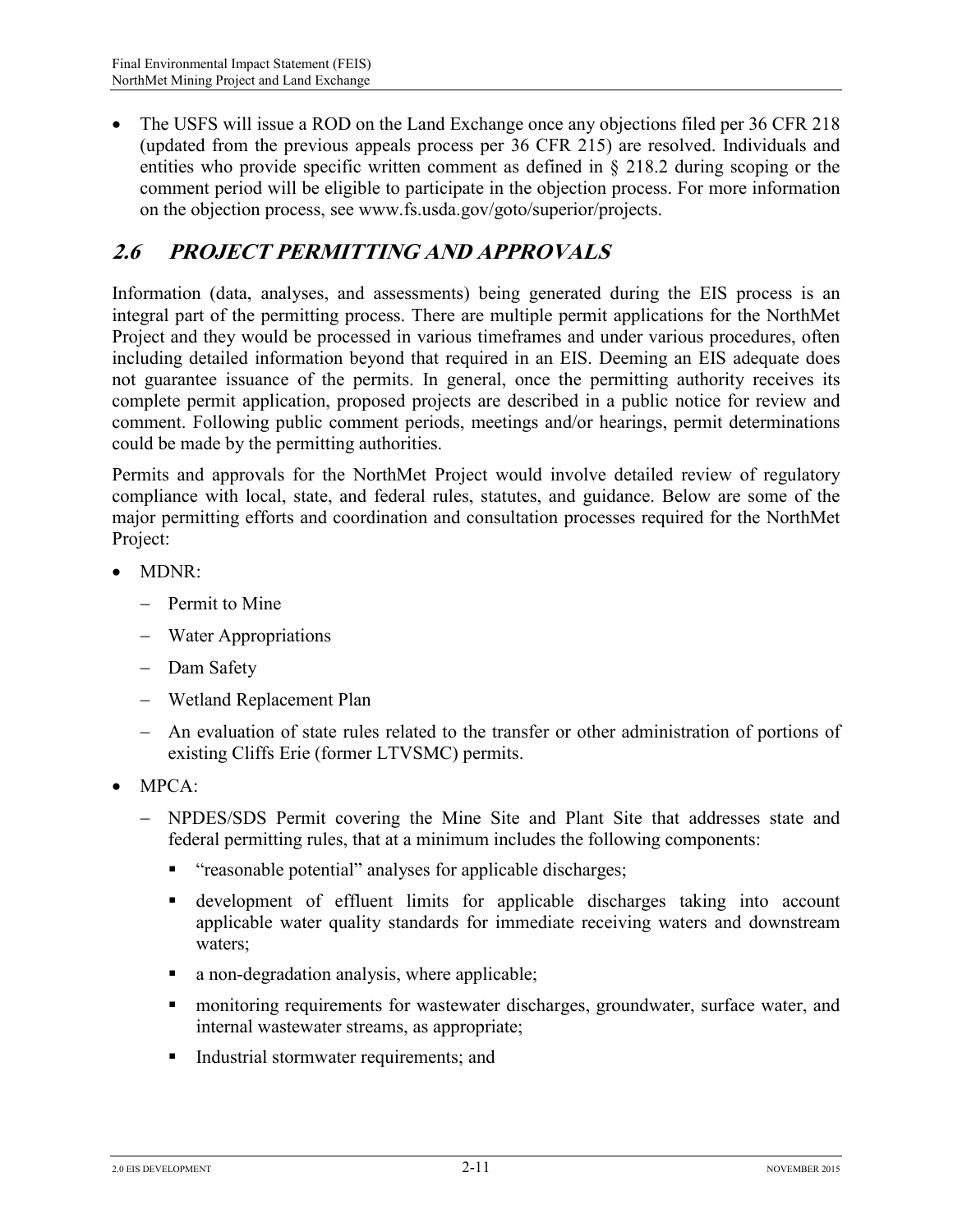- The USFS will issue a ROD on the Land Exchange once any objections filed per 36 CFR 218 (updated from the previous appeals process per 36 CFR 215) are resolved. Individuals and entities who provide specific written comment as defined in § 218.2 during scoping or the comment period will be eligible to participate in the objection process. For more information on the objection process, see www.fs.usda.gov/goto/superior/projects.

## *2.6 PROJECT PERMITTING AND APPROVALS*

Information (data, analyses, and assessments) being generated during the EIS process is an integral part of the permitting process. There are multiple permit applications for the NorthMet Project and they would be processed in various timeframes and under various procedures, often including detailed information beyond that required in an EIS. Deeming an EIS adequate does not guarantee issuance of the permits. In general, once the permitting authority receives its complete permit application, proposed projects are described in a public notice for review and comment. Following public comment periods, meetings and/or hearings, permit determinations could be made by the permitting authorities.

Permits and approvals for the NorthMet Project would involve detailed review of regulatory compliance with local, state, and federal rules, statutes, and guidance. Below are some of the major permitting efforts and coordination and consultation processes required for the NorthMet Project:

- MDNR:
  - Permit to Mine
  - Water Appropriations
  - Dam Safety
  - Wetland Replacement Plan
  - An evaluation of state rules related to the transfer or other administration of portions of existing Cliffs Erie (former LTVSMC) permits.
- MPCA:
  - NPDES/SDS Permit covering the Mine Site and Plant Site that addresses state and federal permitting rules, that at a minimum includes the following components:
    - "reasonable potential" analyses for applicable discharges;
    - development of effluent limits for applicable discharges taking into account applicable water quality standards for immediate receiving waters and downstream waters;
    - a non-degradation analysis, where applicable;
    - monitoring requirements for wastewater discharges, groundwater, surface water, and internal wastewater streams, as appropriate;
    - Industrial stormwater requirements; and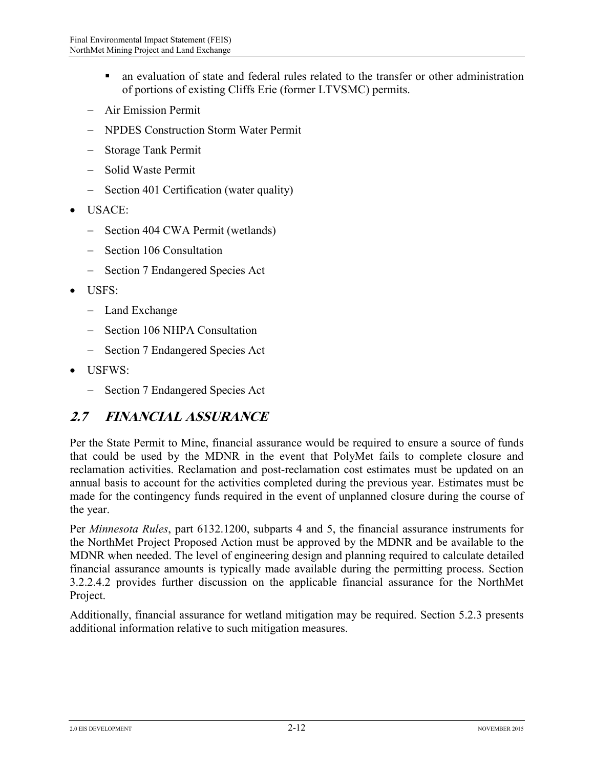- an evaluation of state and federal rules related to the transfer or other administration of portions of existing Cliffs Erie (former LTVSMC) permits.
- Air Emission Permit
- NPDES Construction Storm Water Permit
- Storage Tank Permit
- Solid Waste Permit
- Section 401 Certification (water quality)

- USACE:
  - Section 404 CWA Permit (wetlands)
  - Section 106 Consultation
  - Section 7 Endangered Species Act
- USFS:
  - Land Exchange
  - Section 106 NHPA Consultation
  - Section 7 Endangered Species Act
- USFWS:
  - Section 7 Endangered Species Act

## 2.7 FINANCIAL ASSURANCE

Per the State Permit to Mine, financial assurance would be required to ensure a source of funds that could be used by the MDNR in the event that PolyMet fails to complete closure and reclamation activities. Reclamation and post-reclamation cost estimates must be updated on an annual basis to account for the activities completed during the previous year. Estimates must be made for the contingency funds required in the event of unplanned closure during the course of the year.

Per *Minnesota Rules*, part 6132.1200, subparts 4 and 5, the financial assurance instruments for the NorthMet Project Proposed Action must be approved by the MDNR and be available to the MDNR when needed. The level of engineering design and planning required to calculate detailed financial assurance amounts is typically made available during the permitting process. Section 3.2.2.4.2 provides further discussion on the applicable financial assurance for the NorthMet Project.

Additionally, financial assurance for wetland mitigation may be required. Section 5.2.3 presents additional information relative to such mitigation measures.